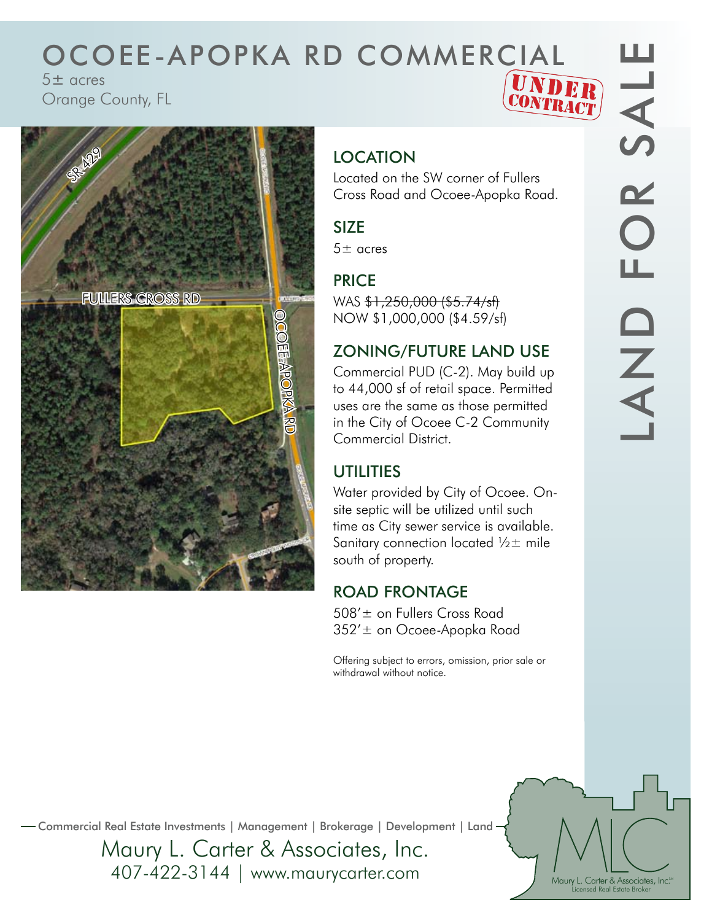# OCOEE-APOPKA RD COMMERCIAL

5± acres
Orange County, FL

UNDER CONTRACT

LAND FOR SALE

## LOCATION

Located on the SW corner of Fullers Cross Road and Ocoee-Apopka Road.

## SIZE

5± acres

## PRICE

WAS ~~$1,250,000 ($5.74/sf)~~
NOW $1,000,000 ($4.59/sf)

## ZONING/FUTURE LAND USE

Commercial PUD (C-2). May build up to 44,000 sf of retail space. Permitted uses are the same as those permitted in the City of Ocoee C-2 Community Commercial District.

## UTILITIES

Water provided by City of Ocoee. On-site septic will be utilized until such time as City sewer service is available. Sanitary connection located ½± mile south of property.

## ROAD FRONTAGE

508'± on Fullers Cross Road
352'± on Ocoee-Apopka Road

Offering subject to errors, omission, prior sale or withdrawal without notice.

Commercial Real Estate Investments | Management | Brokerage | Development | Land

Maury L. Carter & Associates, Inc.
407-422-3144 | www.maurycarter.com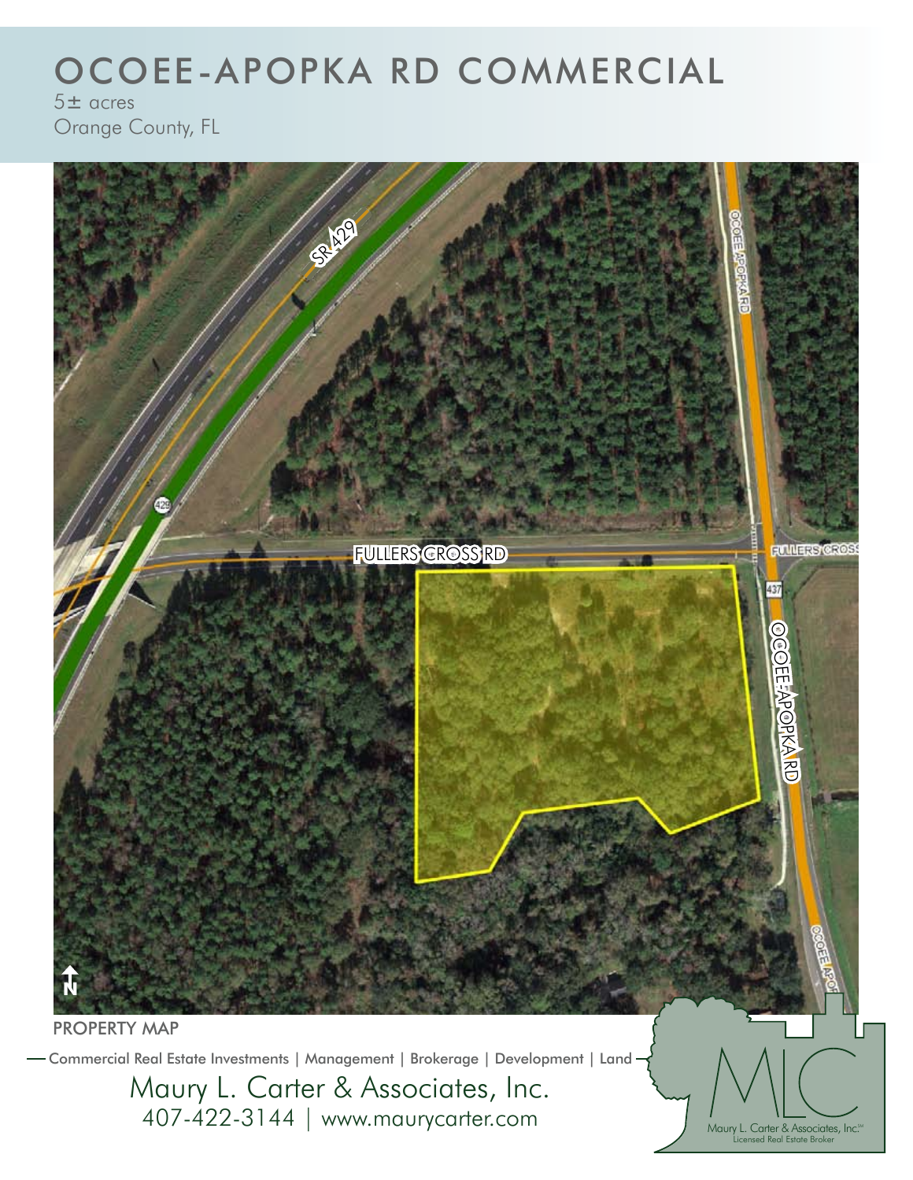# OCOEE-APOPKA RD COMMERCIAL

5± acres
Orange County, FL

PROPERTY MAP

Commercial Real Estate Investments | Management | Brokerage | Development | Land

Maury L. Carter & Associates, Inc.
407-422-3144 | www.maurycarter.com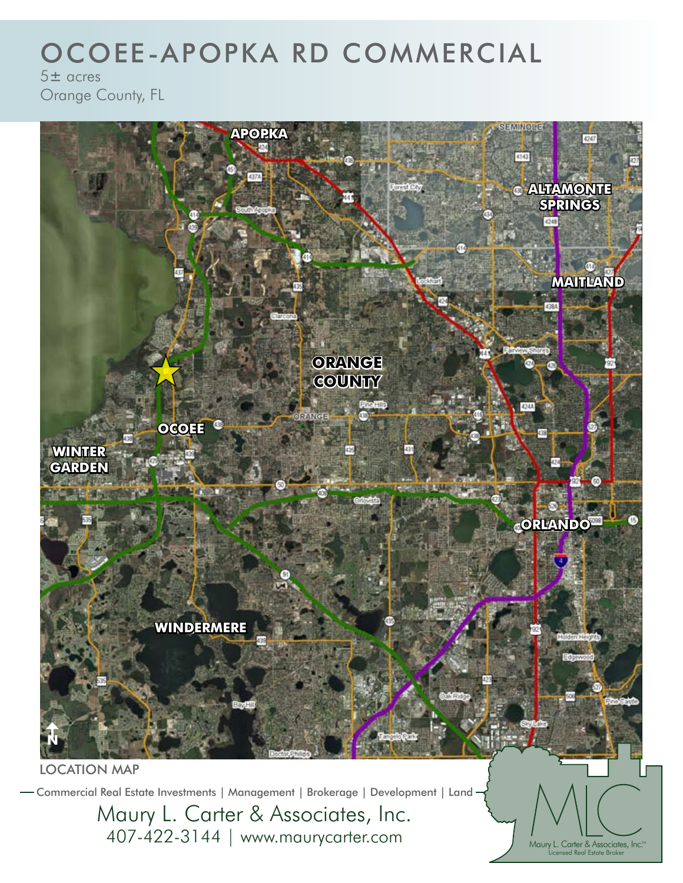# OCOEE-APOPKA RD COMMERCIAL

5± acres
Orange County, FL

LOCATION MAP

Commercial Real Estate Investments | Management | Brokerage | Development | Land

Maury L. Carter & Associates, Inc.
407-422-3144 | www.maurycarter.com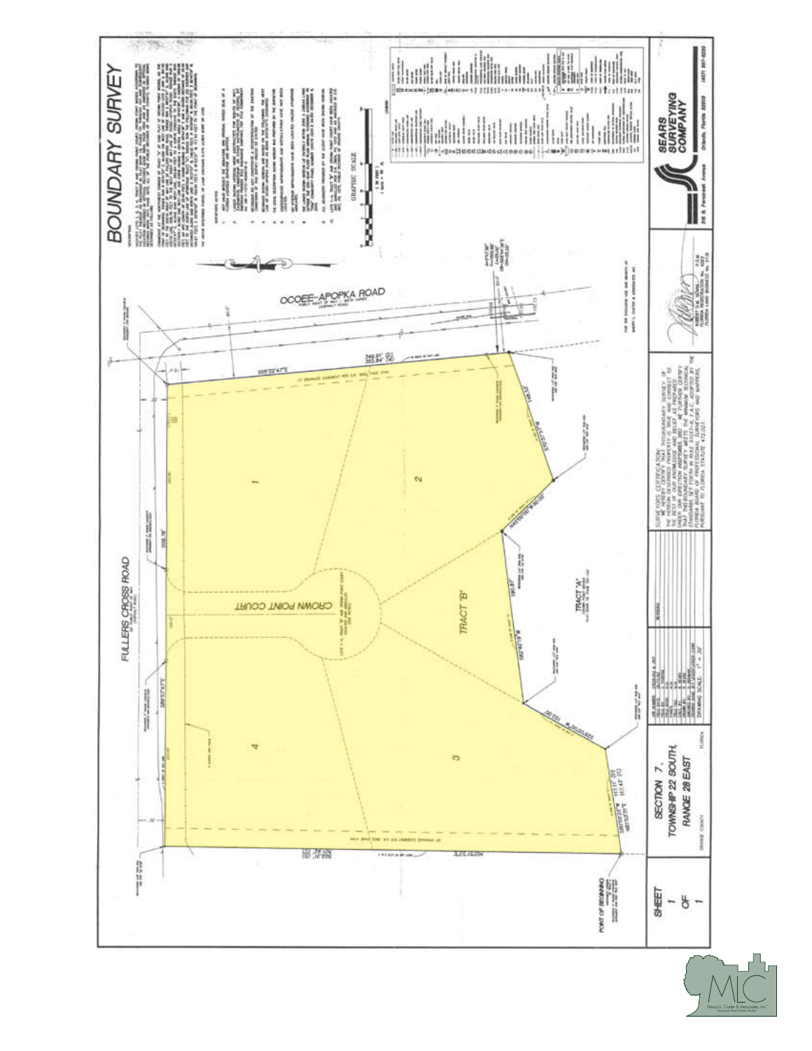# BOUNDARY SURVEY

OCOEE-APOPKA ROAD

FULLERS CROSS ROAD

CROWN POINT COURT

TRACT "B"

TRACT "A"

1

2

3

4

POINT OF BEGINNING

GRAPHIC SCALE

SURVEYOR'S CERTIFICATION:

SECTION 7, TOWNSHIP 22 SOUTH, RANGE 28 EAST

ORANGE COUNTY FLORIDA

SHEET 1 OF 1

SEARS SURVEYING COMPANY

Orlando, Florida

DRAWING SCALE: 1" = 30'

Maury L. Carter & Associates, Inc.
Licensed Real Estate Broker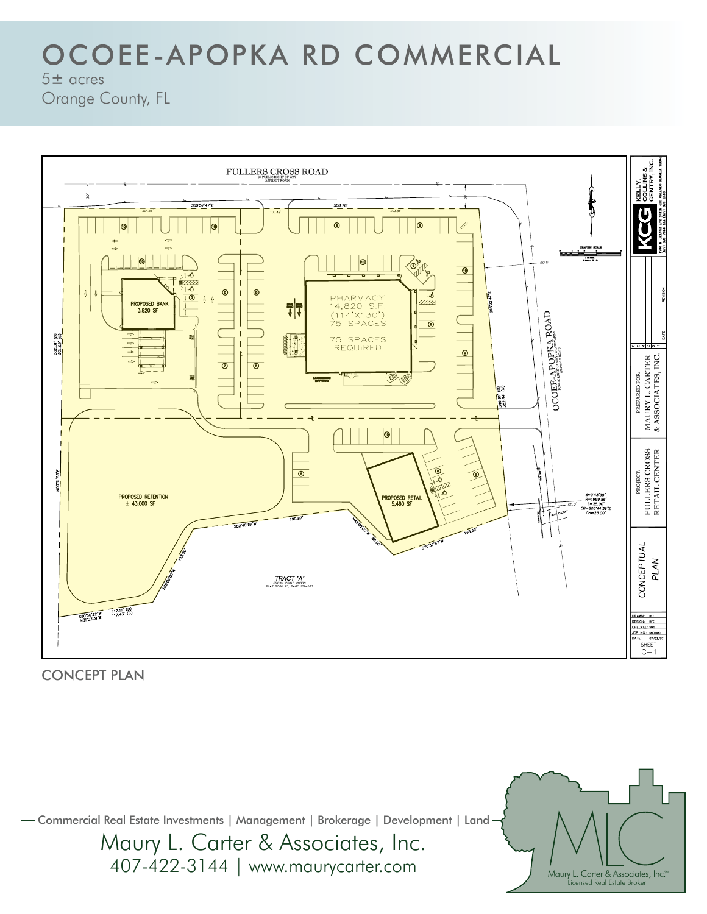# OCOEE-APOPKA RD COMMERCIAL

5± acres

Orange County, FL

FULLERS CROSS ROAD

PROPOSED BANK
3,820 SF

PHARMACY
14,820 S.F.
(114'X130')
75 SPACES

75 SPACES
REQUIRED

OCOEE-APOPKA ROAD

PROPOSED RETENTION
± 43,000 SF

PROPOSED RETAIL
5,460 SF

TRACT "A"

PREPARED FOR:
MAURY L. CARTER & ASSOCIATES, INC.

PROJECT:
FULLERS CROSS RETAIL CENTER

CONCEPTUAL PLAN

SHEET C-1

KELLY, COLLINS & GENTRY, INC.

CONCEPT PLAN

Commercial Real Estate Investments | Management | Brokerage | Development | Land

Maury L. Carter & Associates, Inc.

407-422-3144 | www.maurycarter.com

MLC

Maury L. Carter & Associates, Inc.℠

Licensed Real Estate Broker